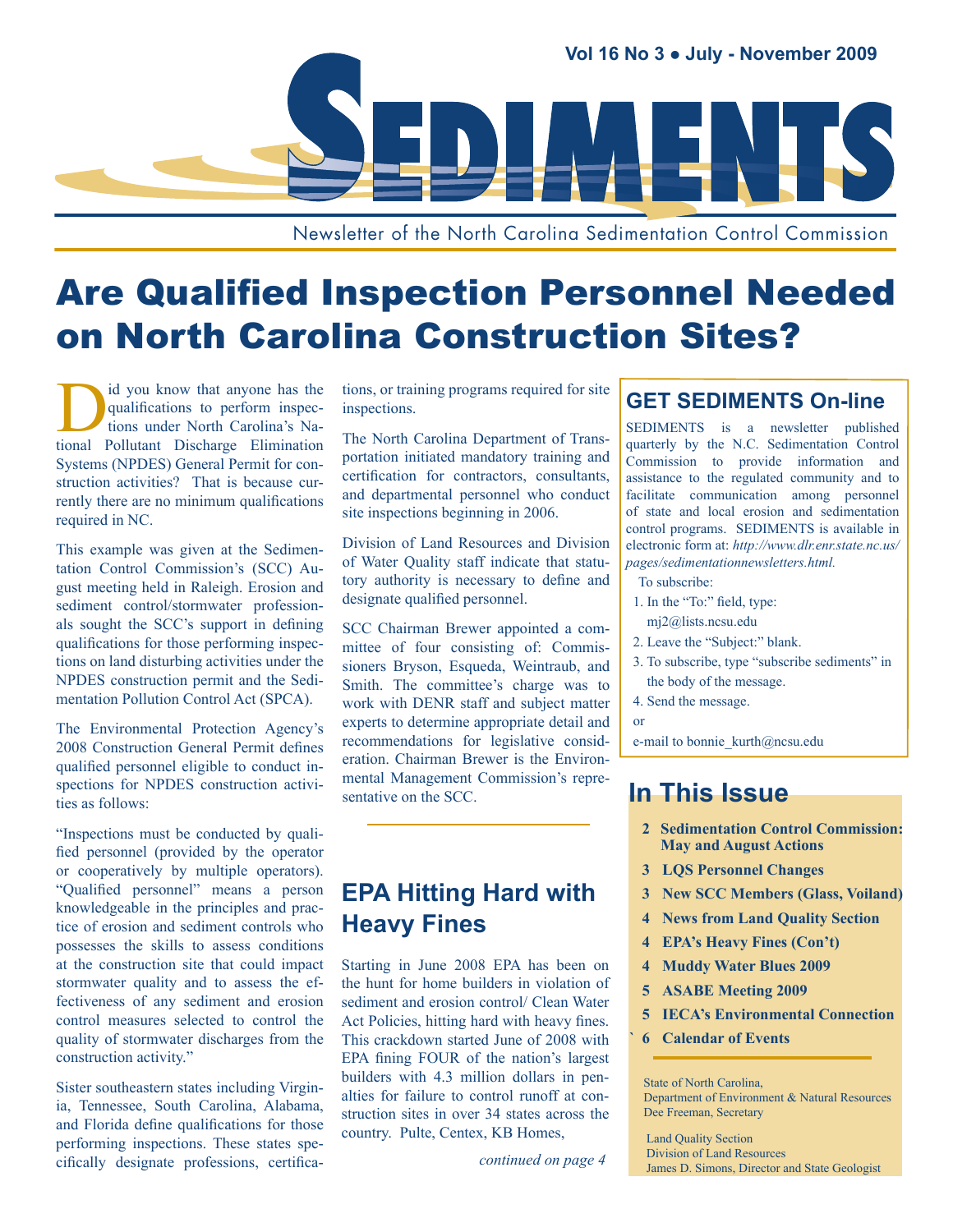# SEDIMENTS

Vol 16 No 3 • July - November 2009

Newsletter of the North Carolina Sedimentation Control Commission

# Are Qualified Inspection Personnel Needed on North Carolina Construction Sites?

Did you know that anyone has the qualifications to perform inspections under North Carolina's National Pollutant Discharge Elimination Systems (NPDES) General Permit for construction activities? That is because currently there are no minimum qualifications required in NC.

This example was given at the Sedimentation Control Commission's (SCC) August meeting held in Raleigh. Erosion and sediment control/stormwater professionals sought the SCC's support in defining qualifications for those performing inspections on land disturbing activities under the NPDES construction permit and the Sedimentation Pollution Control Act (SPCA).

The Environmental Protection Agency's 2008 Construction General Permit defines qualified personnel eligible to conduct inspections for NPDES construction activities as follows:

"Inspections must be conducted by qualified personnel (provided by the operator or cooperatively by multiple operators). "Qualified personnel" means a person knowledgeable in the principles and practice of erosion and sediment controls who possesses the skills to assess conditions at the construction site that could impact stormwater quality and to assess the effectiveness of any sediment and erosion control measures selected to control the quality of stormwater discharges from the construction activity."

Sister southeastern states including Virginia, Tennessee, South Carolina, Alabama, and Florida define qualifications for those performing inspections. These states specifically designate professions, certifications, or training programs required for site inspections.

The North Carolina Department of Transportation initiated mandatory training and certification for contractors, consultants, and departmental personnel who conduct site inspections beginning in 2006.

Division of Land Resources and Division of Water Quality staff indicate that statutory authority is necessary to define and designate qualified personnel.

SCC Chairman Brewer appointed a committee of four consisting of: Commissioners Bryson, Esqueda, Weintraub, and Smith. The committee's charge was to work with DENR staff and subject matter experts to determine appropriate detail and recommendations for legislative consideration. Chairman Brewer is the Environmental Management Commission's representative on the SCC.

## EPA Hitting Hard with Heavy Fines

Starting in June 2008 EPA has been on the hunt for home builders in violation of sediment and erosion control/ Clean Water Act Policies, hitting hard with heavy fines. This crackdown started June of 2008 with EPA fining FOUR of the nation's largest builders with 4.3 million dollars in penalties for failure to control runoff at construction sites in over 34 states across the country. Pulte, Centex, KB Homes,

*continued on page 4*

## GET SEDIMENTS On-line

SEDIMENTS is a newsletter published quarterly by the N.C. Sedimentation Control Commission to provide information and assistance to the regulated community and to facilitate communication among personnel of state and local erosion and sedimentation control programs. SEDIMENTS is available in electronic form at: *http://www.dlr.enr.state.nc.us/pages/sedimentationnewsletters.html.*

To subscribe:

1. In the "To:" field, type: mj2@lists.ncsu.edu
2. Leave the "Subject:" blank.
3. To subscribe, type "subscribe sediments" in the body of the message.
4. Send the message.

or

e-mail to bonnie_kurth@ncsu.edu

## In This Issue

- **2 Sedimentation Control Commission: May and August Actions**
- **3 LQS Personnel Changes**
- **3 New SCC Members (Glass, Voiland)**
- **4 News from Land Quality Section**
- **4 EPA's Heavy Fines (Con't)**
- **4 Muddy Water Blues 2009**
- **5 ASABE Meeting 2009**
- **5 IECA's Environmental Connection**
- **6 Calendar of Events**

State of North Carolina,
Department of Environment & Natural Resources
Dee Freeman, Secretary

Land Quality Section
Division of Land Resources
James D. Simons, Director and State Geologist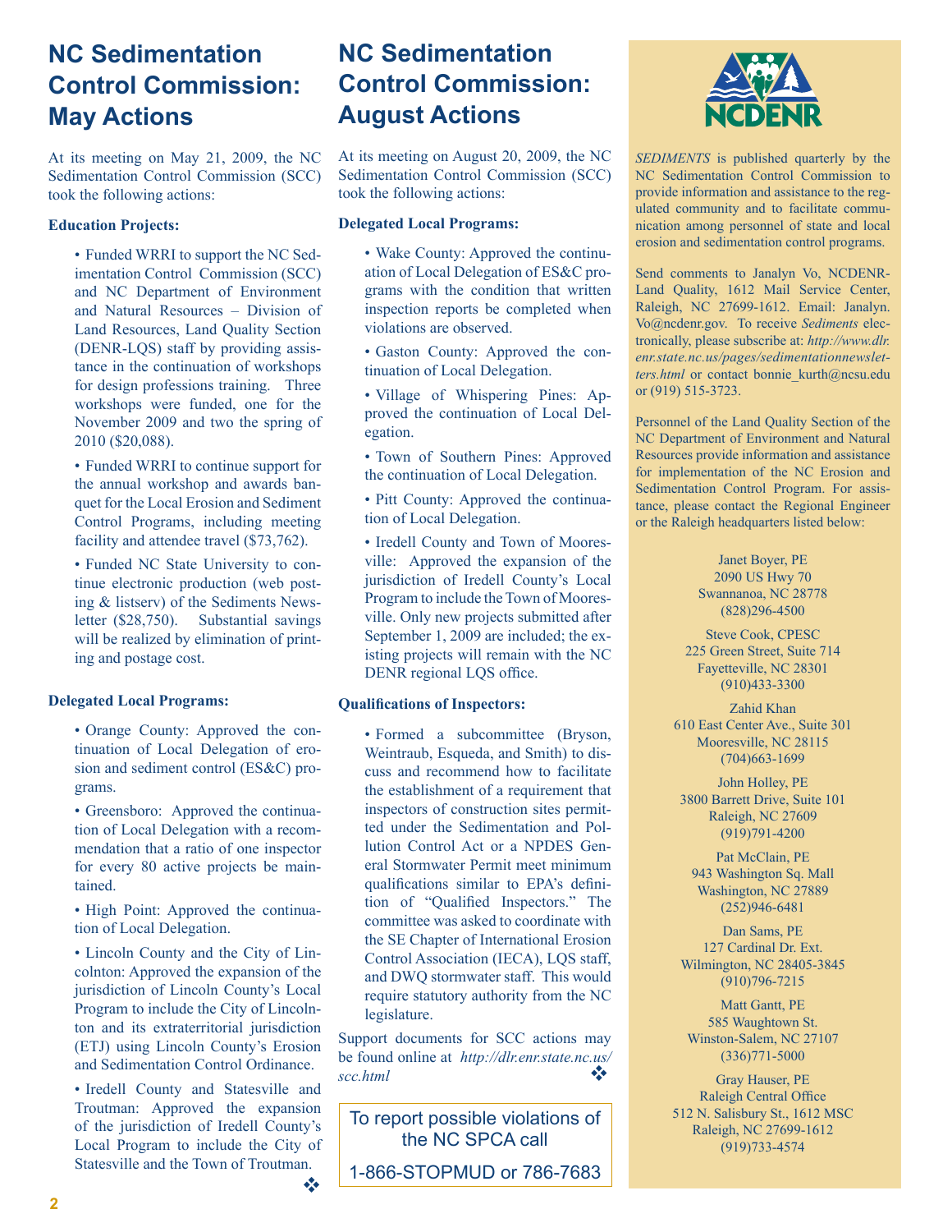## NC Sedimentation Control Commission: May Actions

At its meeting on May 21, 2009, the NC Sedimentation Control Commission (SCC) took the following actions:

**Education Projects:**

- Funded WRRI to support the NC Sedimentation Control Commission (SCC) and NC Department of Environment and Natural Resources – Division of Land Resources, Land Quality Section (DENR-LQS) staff by providing assistance in the continuation of workshops for design professions training. Three workshops were funded, one for the November 2009 and two the spring of 2010 ($20,088).
- Funded WRRI to continue support for the annual workshop and awards banquet for the Local Erosion and Sediment Control Programs, including meeting facility and attendee travel ($73,762).
- Funded NC State University to continue electronic production (web posting & listserv) of the Sediments Newsletter ($28,750). Substantial savings will be realized by elimination of printing and postage cost.

**Delegated Local Programs:**

- Orange County: Approved the continuation of Local Delegation of erosion and sediment control (ES&C) programs.
- Greensboro: Approved the continuation of Local Delegation with a recommendation that a ratio of one inspector for every 80 active projects be maintained.
- High Point: Approved the continuation of Local Delegation.
- Lincoln County and the City of Lincolnton: Approved the expansion of the jurisdiction of Lincoln County's Local Program to include the City of Lincolnton and its extraterritorial jurisdiction (ETJ) using Lincoln County's Erosion and Sedimentation Control Ordinance.
- Iredell County and Statesville and Troutman: Approved the expansion of the jurisdiction of Iredell County's Local Program to include the City of Statesville and the Town of Troutman.

❖

## NC Sedimentation Control Commission: August Actions

At its meeting on August 20, 2009, the NC Sedimentation Control Commission (SCC) took the following actions:

**Delegated Local Programs:**

- Wake County: Approved the continuation of Local Delegation of ES&C programs with the condition that written inspection reports be completed when violations are observed.
- Gaston County: Approved the continuation of Local Delegation.
- Village of Whispering Pines: Approved the continuation of Local Delegation.
- Town of Southern Pines: Approved the continuation of Local Delegation.
- Pitt County: Approved the continuation of Local Delegation.
- Iredell County and Town of Mooresville: Approved the expansion of the jurisdiction of Iredell County's Local Program to include the Town of Mooresville. Only new projects submitted after September 1, 2009 are included; the existing projects will remain with the NC DENR regional LQS office.

**Qualifications of Inspectors:**

- Formed a subcommittee (Bryson, Weintraub, Esqueda, and Smith) to discuss and recommend how to facilitate the establishment of a requirement that inspectors of construction sites permitted under the Sedimentation and Pollution Control Act or a NPDES General Stormwater Permit meet minimum qualifications similar to EPA's definition of "Qualified Inspectors." The committee was asked to coordinate with the SE Chapter of International Erosion Control Association (IECA), LQS staff, and DWQ stormwater staff. This would require statutory authority from the NC legislature.

Support documents for SCC actions may be found online at *http://dlr.enr.state.nc.us/scc.html* ❖

To report possible violations of the NC SPCA call

1-866-STOPMUD or 786-7683

NCDENR

*SEDIMENTS* is published quarterly by the NC Sedimentation Control Commission to provide information and assistance to the regulated community and to facilitate communication among personnel of state and local erosion and sedimentation control programs.

Send comments to Janalyn Vo, NCDENR-Land Quality, 1612 Mail Service Center, Raleigh, NC 27699-1612. Email: Janalyn.Vo@ncdenr.gov. To receive *Sediments* electronically, please subscribe at: *http://www.dlr.enr.state.nc.us/pages/sedimentationnewsletters.html* or contact bonnie_kurth@ncsu.edu or (919) 515-3723.

Personnel of the Land Quality Section of the NC Department of Environment and Natural Resources provide information and assistance for implementation of the NC Erosion and Sedimentation Control Program. For assistance, please contact the Regional Engineer or the Raleigh headquarters listed below:

Janet Boyer, PE
2090 US Hwy 70
Swannanoa, NC 28778
(828)296-4500

Steve Cook, CPESC
225 Green Street, Suite 714
Fayetteville, NC 28301
(910)433-3300

Zahid Khan
610 East Center Ave., Suite 301
Mooresville, NC 28115
(704)663-1699

John Holley, PE
3800 Barrett Drive, Suite 101
Raleigh, NC 27609
(919)791-4200

Pat McClain, PE
943 Washington Sq. Mall
Washington, NC 27889
(252)946-6481

Dan Sams, PE
127 Cardinal Dr. Ext.
Wilmington, NC 28405-3845
(910)796-7215

Matt Gantt, PE
585 Waughtown St.
Winston-Salem, NC 27107
(336)771-5000

Gray Hauser, PE
Raleigh Central Office
512 N. Salisbury St., 1612 MSC
Raleigh, NC 27699-1612
(919)733-4574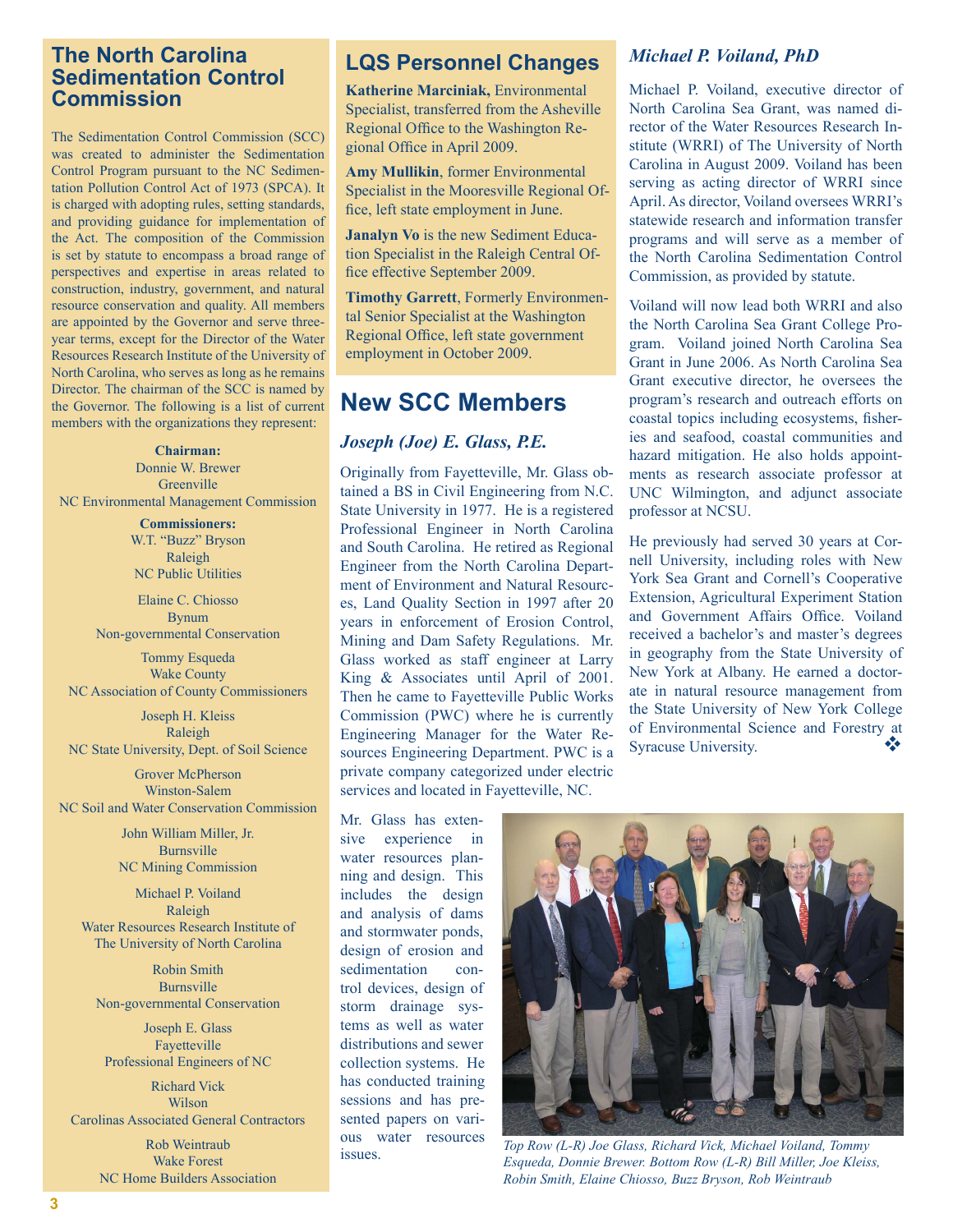## The North Carolina Sedimentation Control Commission

The Sedimentation Control Commission (SCC) was created to administer the Sedimentation Control Program pursuant to the NC Sedimentation Pollution Control Act of 1973 (SPCA). It is charged with adopting rules, setting standards, and providing guidance for implementation of the Act. The composition of the Commission is set by statute to encompass a broad range of perspectives and expertise in areas related to construction, industry, government, and natural resource conservation and quality. All members are appointed by the Governor and serve three-year terms, except for the Director of the Water Resources Research Institute of the University of North Carolina, who serves as long as he remains Director. The chairman of the SCC is named by the Governor. The following is a list of current members with the organizations they represent:

**Chairman:**
Donnie W. Brewer
Greenville
NC Environmental Management Commission

**Commissioners:**
W.T. "Buzz" Bryson
Raleigh
NC Public Utilities

Elaine C. Chiosso
Bynum
Non-governmental Conservation

Tommy Esqueda
Wake County
NC Association of County Commissioners

Joseph H. Kleiss
Raleigh
NC State University, Dept. of Soil Science

Grover McPherson
Winston-Salem
NC Soil and Water Conservation Commission

John William Miller, Jr.
Burnsville
NC Mining Commission

Michael P. Voiland
Raleigh
Water Resources Research Institute of The University of North Carolina

Robin Smith
Burnsville
Non-governmental Conservation

Joseph E. Glass
Fayetteville
Professional Engineers of NC

Richard Vick
Wilson
Carolinas Associated General Contractors

Rob Weintraub
Wake Forest
NC Home Builders Association

## LQS Personnel Changes

**Katherine Marciniak,** Environmental Specialist, transferred from the Asheville Regional Office to the Washington Regional Office in April 2009.

**Amy Mullikin**, former Environmental Specialist in the Mooresville Regional Office, left state employment in June.

**Janalyn Vo** is the new Sediment Education Specialist in the Raleigh Central Office effective September 2009.

**Timothy Garrett**, Formerly Environmental Senior Specialist at the Washington Regional Office, left state government employment in October 2009.

## New SCC Members

### *Joseph (Joe) E. Glass, P.E.*

Originally from Fayetteville, Mr. Glass obtained a BS in Civil Engineering from N.C. State University in 1977. He is a registered Professional Engineer in North Carolina and South Carolina. He retired as Regional Engineer from the North Carolina Department of Environment and Natural Resources, Land Quality Section in 1997 after 20 years in enforcement of Erosion Control, Mining and Dam Safety Regulations. Mr. Glass worked as staff engineer at Larry King & Associates until April of 2001. Then he came to Fayetteville Public Works Commission (PWC) where he is currently Engineering Manager for the Water Resources Engineering Department. PWC is a private company categorized under electric services and located in Fayetteville, NC.

Mr. Glass has extensive experience in water resources planning and design. This includes the design and analysis of dams and stormwater ponds, design of erosion and sedimentation control devices, design of storm drainage systems as well as water distributions and sewer collection systems. He has conducted training sessions and has presented papers on various water resources issues.

*Top Row (L-R) Joe Glass, Richard Vick, Michael Voiland, Tommy Esqueda, Donnie Brewer. Bottom Row (L-R) Bill Miller, Joe Kleiss, Robin Smith, Elaine Chiosso, Buzz Bryson, Rob Weintraub*

### *Michael P. Voiland, PhD*

Michael P. Voiland, executive director of North Carolina Sea Grant, was named director of the Water Resources Research Institute (WRRI) of The University of North Carolina in August 2009. Voiland has been serving as acting director of WRRI since April. As director, Voiland oversees WRRI's statewide research and information transfer programs and will serve as a member of the North Carolina Sedimentation Control Commission, as provided by statute.

Voiland will now lead both WRRI and also the North Carolina Sea Grant College Program. Voiland joined North Carolina Sea Grant in June 2006. As North Carolina Sea Grant executive director, he oversees the program's research and outreach efforts on coastal topics including ecosystems, fisheries and seafood, coastal communities and hazard mitigation. He also holds appointments as research associate professor at UNC Wilmington, and adjunct associate professor at NCSU.

He previously had served 30 years at Cornell University, including roles with New York Sea Grant and Cornell's Cooperative Extension, Agricultural Experiment Station and Government Affairs Office. Voiland received a bachelor's and master's degrees in geography from the State University of New York at Albany. He earned a doctorate in natural resource management from the State University of New York College of Environmental Science and Forestry at Syracuse University.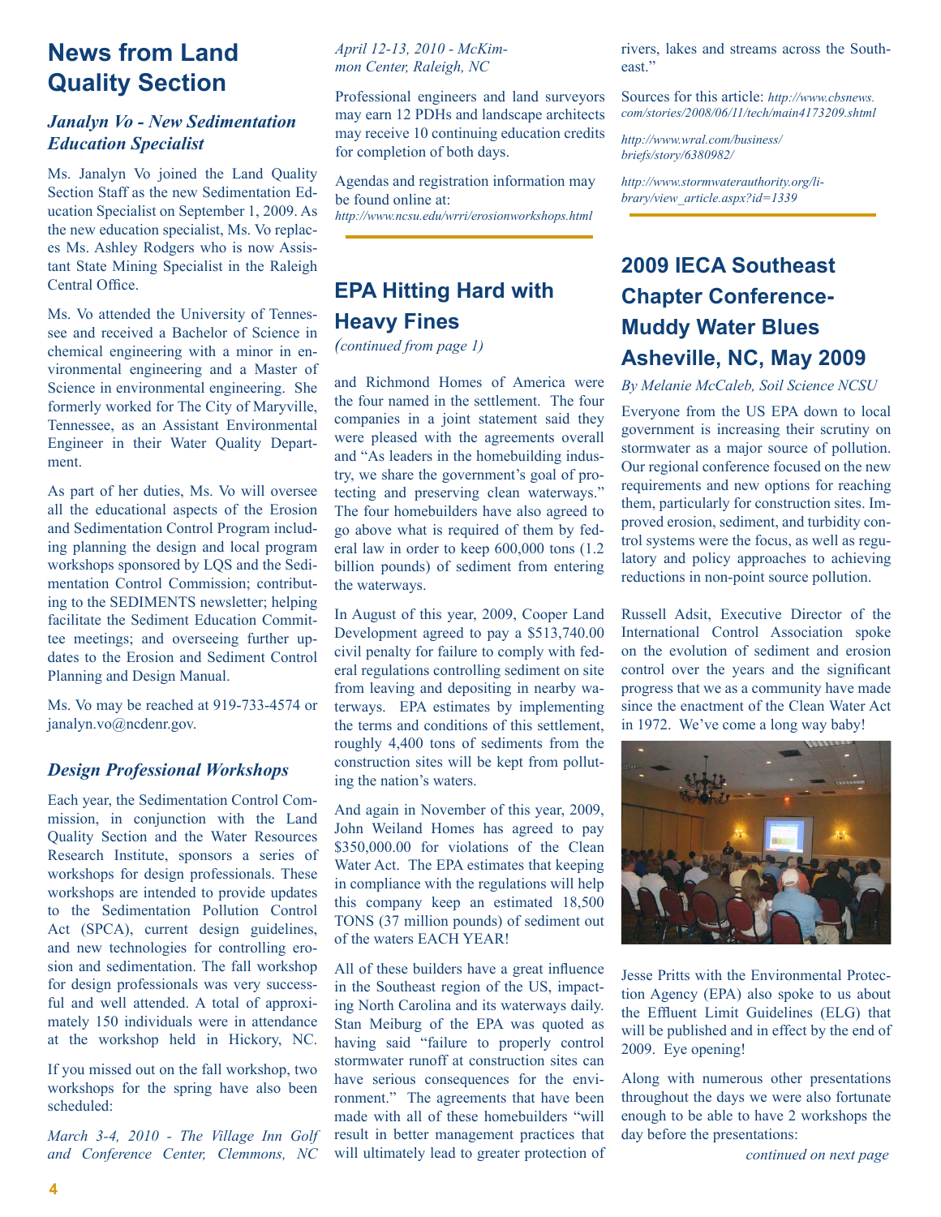# News from Land Quality Section

### *Janalyn Vo - New Sedimentation Education Specialist*

Ms. Janalyn Vo joined the Land Quality Section Staff as the new Sedimentation Education Specialist on September 1, 2009. As the new education specialist, Ms. Vo replaces Ms. Ashley Rodgers who is now Assistant State Mining Specialist in the Raleigh Central Office.

Ms. Vo attended the University of Tennessee and received a Bachelor of Science in chemical engineering with a minor in environmental engineering and a Master of Science in environmental engineering. She formerly worked for The City of Maryville, Tennessee, as an Assistant Environmental Engineer in their Water Quality Department.

As part of her duties, Ms. Vo will oversee all the educational aspects of the Erosion and Sedimentation Control Program including planning the design and local program workshops sponsored by LQS and the Sedimentation Control Commission; contributing to the SEDIMENTS newsletter; helping facilitate the Sediment Education Committee meetings; and overseeing further updates to the Erosion and Sediment Control Planning and Design Manual.

Ms. Vo may be reached at 919-733-4574 or janalyn.vo@ncdenr.gov.

### *Design Professional Workshops*

Each year, the Sedimentation Control Commission, in conjunction with the Land Quality Section and the Water Resources Research Institute, sponsors a series of workshops for design professionals. These workshops are intended to provide updates to the Sedimentation Pollution Control Act (SPCA), current design guidelines, and new technologies for controlling erosion and sedimentation. The fall workshop for design professionals was very successful and well attended. A total of approximately 150 individuals were in attendance at the workshop held in Hickory, NC.

If you missed out on the fall workshop, two workshops for the spring have also been scheduled:

*March 3-4, 2010 - The Village Inn Golf and Conference Center, Clemmons, NC*

*April 12-13, 2010 - McKimmon Center, Raleigh, NC*

Professional engineers and land surveyors may earn 12 PDHs and landscape architects may receive 10 continuing education credits for completion of both days.

Agendas and registration information may be found online at: *http://www.ncsu.edu/wrri/erosionworkshops.html*

## EPA Hitting Hard with Heavy Fines

*(continued from page 1)*

and Richmond Homes of America were the four named in the settlement. The four companies in a joint statement said they were pleased with the agreements overall and "As leaders in the homebuilding industry, we share the government's goal of protecting and preserving clean waterways." The four homebuilders have also agreed to go above what is required of them by federal law in order to keep 600,000 tons (1.2 billion pounds) of sediment from entering the waterways.

In August of this year, 2009, Cooper Land Development agreed to pay a $513,740.00 civil penalty for failure to comply with federal regulations controlling sediment on site from leaving and depositing in nearby waterways. EPA estimates by implementing the terms and conditions of this settlement, roughly 4,400 tons of sediments from the construction sites will be kept from polluting the nation's waters.

And again in November of this year, 2009, John Weiland Homes has agreed to pay $350,000.00 for violations of the Clean Water Act. The EPA estimates that keeping in compliance with the regulations will help this company keep an estimated 18,500 TONS (37 million pounds) of sediment out of the waters EACH YEAR!

All of these builders have a great influence in the Southeast region of the US, impacting North Carolina and its waterways daily. Stan Meiburg of the EPA was quoted as having said "failure to properly control stormwater runoff at construction sites can have serious consequences for the environment." The agreements that have been made with all of these homebuilders "will result in better management practices that will ultimately lead to greater protection of rivers, lakes and streams across the Southeast."

Sources for this article: *http://www.cbsnews.com/stories/2008/06/11/tech/main4173209.shtml*

*http://www.wral.com/business/briefs/story/6380982/*

*http://www.stormwaterauthority.org/library/view_article.aspx?id=1339*

## 2009 IECA Southeast Chapter Conference- Muddy Water Blues Asheville, NC, May 2009

*By Melanie McCaleb, Soil Science NCSU*

Everyone from the US EPA down to local government is increasing their scrutiny on stormwater as a major source of pollution. Our regional conference focused on the new requirements and new options for reaching them, particularly for construction sites. Improved erosion, sediment, and turbidity control systems were the focus, as well as regulatory and policy approaches to achieving reductions in non-point source pollution.

Russell Adsit, Executive Director of the International Control Association spoke on the evolution of sediment and erosion control over the years and the significant progress that we as a community have made since the enactment of the Clean Water Act in 1972. We've come a long way baby!

Jesse Pritts with the Environmental Protection Agency (EPA) also spoke to us about the Effluent Limit Guidelines (ELG) that will be published and in effect by the end of 2009. Eye opening!

Along with numerous other presentations throughout the days we were also fortunate enough to be able to have 2 workshops the day before the presentations:

*continued on next page*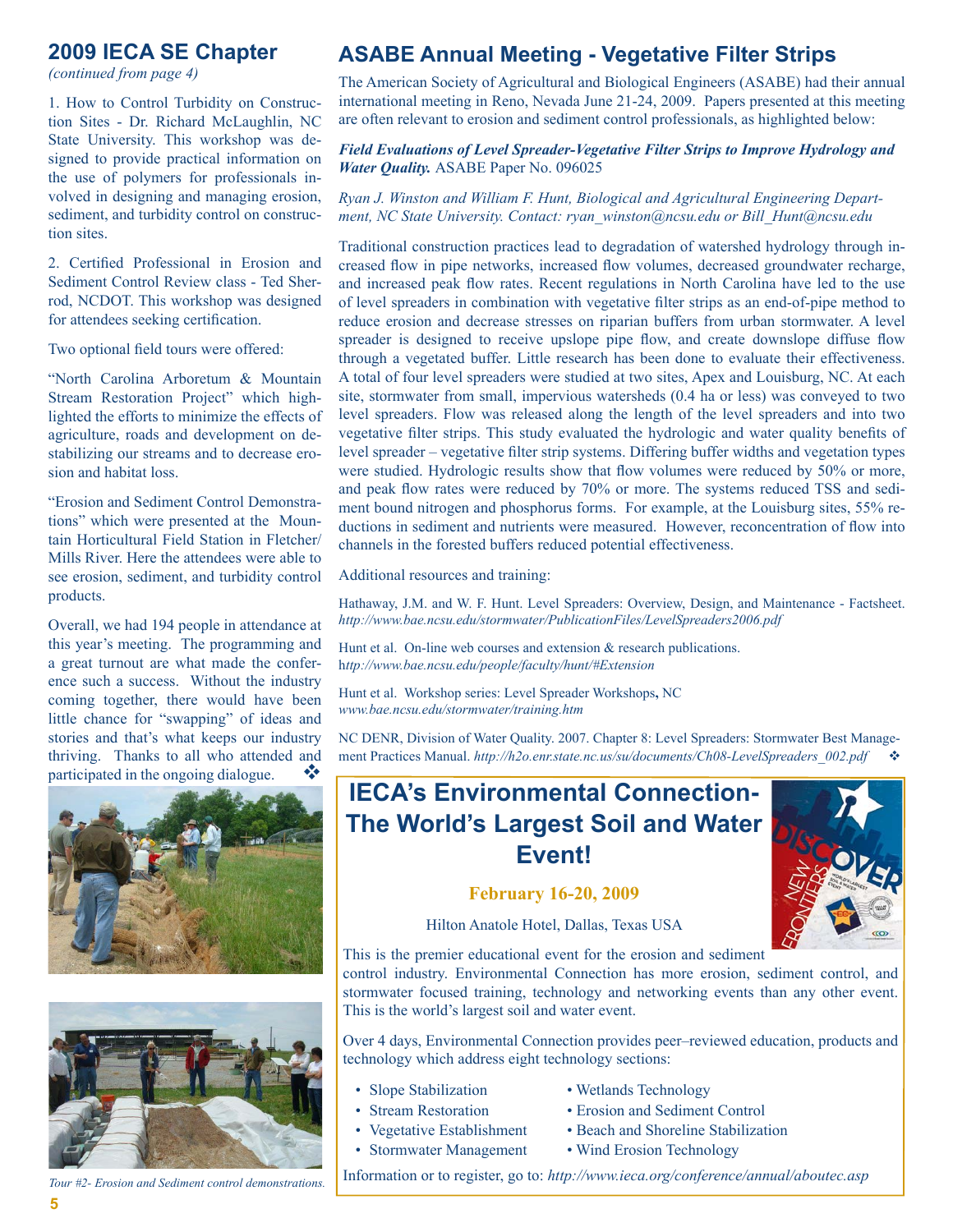## 2009 IECA SE Chapter

*(continued from page 4)*

1. How to Control Turbidity on Construction Sites - Dr. Richard McLaughlin, NC State University. This workshop was designed to provide practical information on the use of polymers for professionals involved in designing and managing erosion, sediment, and turbidity control on construction sites.

2. Certified Professional in Erosion and Sediment Control Review class - Ted Sherrod, NCDOT. This workshop was designed for attendees seeking certification.

Two optional field tours were offered:

"North Carolina Arboretum & Mountain Stream Restoration Project" which highlighted the efforts to minimize the effects of agriculture, roads and development on destabilizing our streams and to decrease erosion and habitat loss.

"Erosion and Sediment Control Demonstrations" which were presented at the Mountain Horticultural Field Station in Fletcher/ Mills River. Here the attendees were able to see erosion, sediment, and turbidity control products.

Overall, we had 194 people in attendance at this year's meeting. The programming and a great turnout are what made the conference such a success. Without the industry coming together, there would have been little chance for "swapping" of ideas and stories and that's what keeps our industry thriving. Thanks to all who attended and participated in the ongoing dialogue. ❖

*Tour #2- Erosion and Sediment control demonstrations.*

## ASABE Annual Meeting - Vegetative Filter Strips

The American Society of Agricultural and Biological Engineers (ASABE) had their annual international meeting in Reno, Nevada June 21-24, 2009. Papers presented at this meeting are often relevant to erosion and sediment control professionals, as highlighted below:

***Field Evaluations of Level Spreader-Vegetative Filter Strips to Improve Hydrology and Water Quality.*** ASABE Paper No. 096025

*Ryan J. Winston and William F. Hunt, Biological and Agricultural Engineering Department, NC State University. Contact: ryan_winston@ncsu.edu or Bill_Hunt@ncsu.edu*

Traditional construction practices lead to degradation of watershed hydrology through increased flow in pipe networks, increased flow volumes, decreased groundwater recharge, and increased peak flow rates. Recent regulations in North Carolina have led to the use of level spreaders in combination with vegetative filter strips as an end-of-pipe method to reduce erosion and decrease stresses on riparian buffers from urban stormwater. A level spreader is designed to receive upslope pipe flow, and create downslope diffuse flow through a vegetated buffer. Little research has been done to evaluate their effectiveness. A total of four level spreaders were studied at two sites, Apex and Louisburg, NC. At each site, stormwater from small, impervious watersheds (0.4 ha or less) was conveyed to two level spreaders. Flow was released along the length of the level spreaders and into two vegetative filter strips. This study evaluated the hydrologic and water quality benefits of level spreader – vegetative filter strip systems. Differing buffer widths and vegetation types were studied. Hydrologic results show that flow volumes were reduced by 50% or more, and peak flow rates were reduced by 70% or more. The systems reduced TSS and sediment bound nitrogen and phosphorus forms. For example, at the Louisburg sites, 55% reductions in sediment and nutrients were measured. However, reconcentration of flow into channels in the forested buffers reduced potential effectiveness.

Additional resources and training:

Hathaway, J.M. and W. F. Hunt. Level Spreaders: Overview, Design, and Maintenance - Factsheet. *http://www.bae.ncsu.edu/stormwater/PublicationFiles/LevelSpreaders2006.pdf*

Hunt et al. On-line web courses and extension & research publications. *http://www.bae.ncsu.edu/people/faculty/hunt/#Extension*

Hunt et al. Workshop series: Level Spreader Workshops**,** NC *www.bae.ncsu.edu/stormwater/training.htm*

NC DENR, Division of Water Quality. 2007. Chapter 8: Level Spreaders: Stormwater Best Management Practices Manual. *http://h2o.enr.state.nc.us/su/documents/Ch08-LevelSpreaders_002.pdf* ❖

## IECA's Environmental Connection- The World's Largest Soil and Water Event!

**February 16-20, 2009**

Hilton Anatole Hotel, Dallas, Texas USA

This is the premier educational event for the erosion and sediment control industry. Environmental Connection has more erosion, sediment control, and stormwater focused training, technology and networking events than any other event. This is the world's largest soil and water event.

Over 4 days, Environmental Connection provides peer–reviewed education, products and technology which address eight technology sections:

- Slope Stabilization
- Stream Restoration
- Vegetative Establishment
- Stormwater Management
- Wetlands Technology
- Erosion and Sediment Control
- Beach and Shoreline Stabilization
- Wind Erosion Technology

Information or to register, go to: *http://www.ieca.org/conference/annual/aboutec.asp*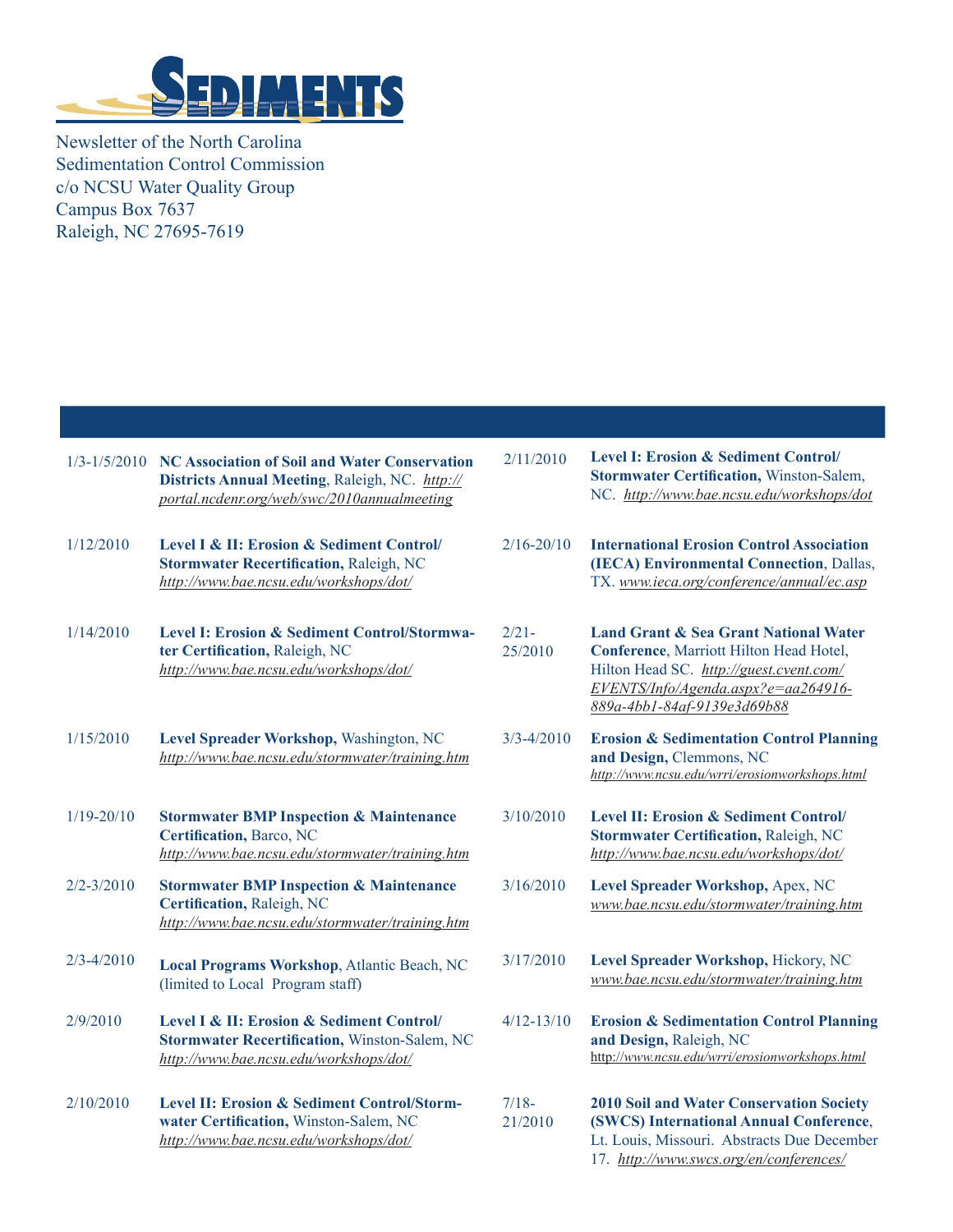# SEDIMENTS

Newsletter of the North Carolina
Sedimentation Control Commission
c/o NCSU Water Quality Group
Campus Box 7637
Raleigh, NC 27695-7619

| | |
|---|---|
| 1/3-1/5/2010 | **NC Association of Soil and Water Conservation Districts Annual Meeting**, Raleigh, NC. *http://portal.ncdenr.org/web/swc/2010annualmeeting* |
| 1/12/2010 | **Level I & II: Erosion & Sediment Control/ Stormwater Recertification,** Raleigh, NC *http://www.bae.ncsu.edu/workshops/dot/* |
| 1/14/2010 | **Level I: Erosion & Sediment Control/Stormwater Certification,** Raleigh, NC *http://www.bae.ncsu.edu/workshops/dot/* |
| 1/15/2010 | **Level Spreader Workshop,** Washington, NC *http://www.bae.ncsu.edu/stormwater/training.htm* |
| 1/19-20/10 | **Stormwater BMP Inspection & Maintenance Certification,** Barco, NC *http://www.bae.ncsu.edu/stormwater/training.htm* |
| 2/2-3/2010 | **Stormwater BMP Inspection & Maintenance Certification,** Raleigh, NC *http://www.bae.ncsu.edu/stormwater/training.htm* |
| 2/3-4/2010 | **Local Programs Workshop**, Atlantic Beach, NC (limited to Local Program staff) |
| 2/9/2010 | **Level I & II: Erosion & Sediment Control/ Stormwater Recertification,** Winston-Salem, NC *http://www.bae.ncsu.edu/workshops/dot/* |
| 2/10/2010 | **Level II: Erosion & Sediment Control/Stormwater Certification,** Winston-Salem, NC *http://www.bae.ncsu.edu/workshops/dot/* |
| 2/11/2010 | **Level I: Erosion & Sediment Control/ Stormwater Certification,** Winston-Salem, NC. *http://www.bae.ncsu.edu/workshops/dot* |
| 2/16-20/10 | **International Erosion Control Association (IECA) Environmental Connection**, Dallas, TX. *www.ieca.org/conference/annual/ec.asp* |
| 2/21-25/2010 | **Land Grant & Sea Grant National Water Conference**, Marriott Hilton Head Hotel, Hilton Head SC. *http://guest.cvent.com/EVENTS/Info/Agenda.aspx?e=aa264916-889a-4bb1-84af-9139e3d69b88* |
| 3/3-4/2010 | **Erosion & Sedimentation Control Planning and Design,** Clemmons, NC *http://www.ncsu.edu/wrri/erosionworkshops.html* |
| 3/10/2010 | **Level II: Erosion & Sediment Control/ Stormwater Certification,** Raleigh, NC *http://www.bae.ncsu.edu/workshops/dot/* |
| 3/16/2010 | **Level Spreader Workshop,** Apex, NC *www.bae.ncsu.edu/stormwater/training.htm* |
| 3/17/2010 | **Level Spreader Workshop,** Hickory, NC *www.bae.ncsu.edu/stormwater/training.htm* |
| 4/12-13/10 | **Erosion & Sedimentation Control Planning and Design,** Raleigh, NC http://*www.ncsu.edu/wrri/erosionworkshops.html* |
| 7/18-21/2010 | **2010 Soil and Water Conservation Society (SWCS) International Annual Conference**, Lt. Louis, Missouri. Abstracts Due December 17. *http://www.swcs.org/en/conferences/* |